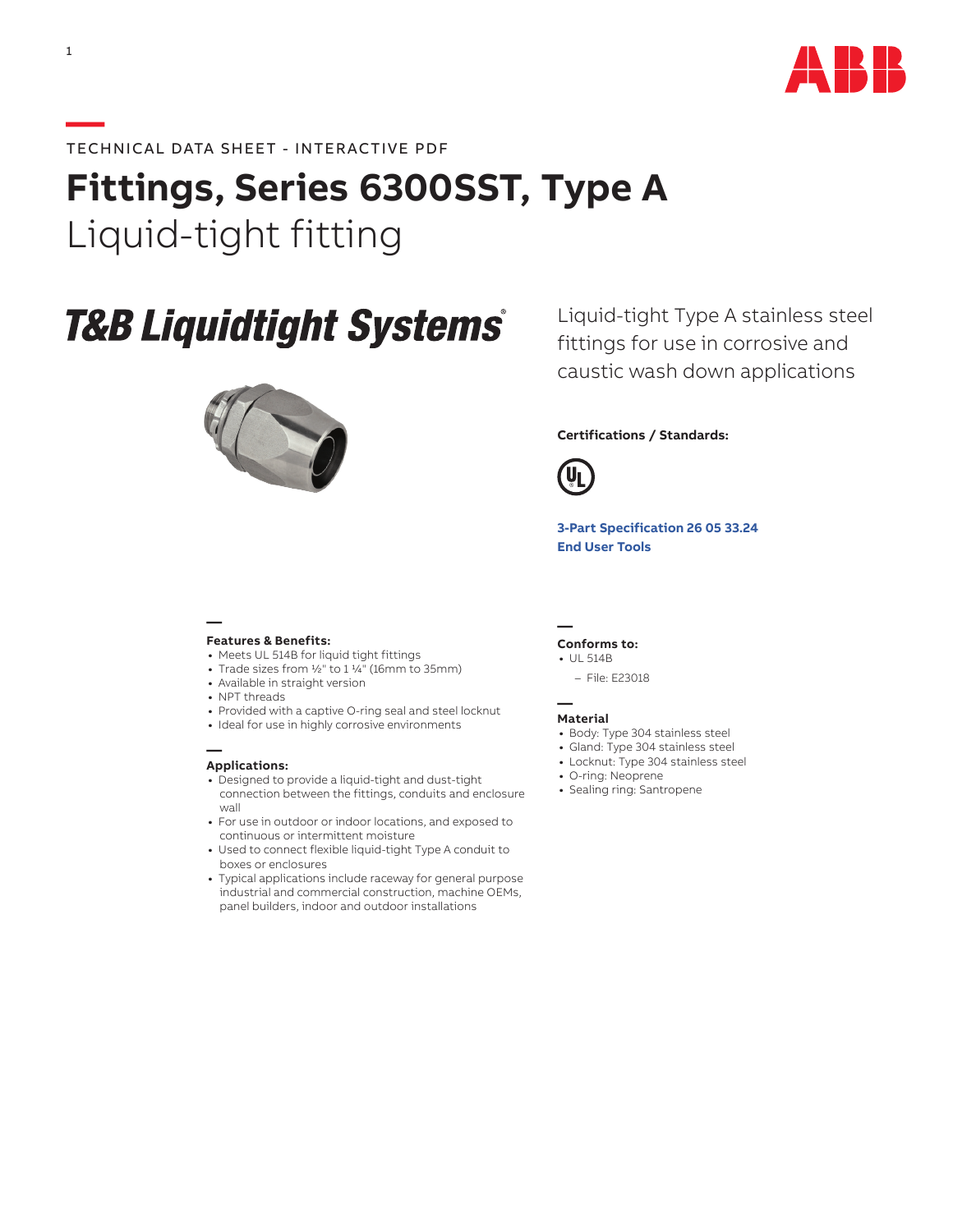TECHNICAL DATA SHEET - INTERACTIVE PDF

# **Fittings, Series 6300SST, Type A**

Liquid-tight fitting

## T&B Liquidtight Systems®

Liquid-tight Type A stainless steel fittings for use in corrosive and caustic wash down applications

**Certifications / Standards:**

**3-Part Specification 26 05 33.24**
**End User Tools**

### Features & Benefits:

- Meets UL 514B for liquid tight fittings
- Trade sizes from ½" to 1 ¼" (16mm to 35mm)
- Available in straight version
- NPT threads
- Provided with a captive O-ring seal and steel locknut
- Ideal for use in highly corrosive environments

### Applications:

- Designed to provide a liquid-tight and dust-tight connection between the fittings, conduits and enclosure wall
- For use in outdoor or indoor locations, and exposed to continuous or intermittent moisture
- Used to connect flexible liquid-tight Type A conduit to boxes or enclosures
- Typical applications include raceway for general purpose industrial and commercial construction, machine OEMs, panel builders, indoor and outdoor installations

### Conforms to:

- UL 514B
  - File: E23018

### Material

- Body: Type 304 stainless steel
- Gland: Type 304 stainless steel
- Locknut: Type 304 stainless steel
- O-ring: Neoprene
- Sealing ring: Santropene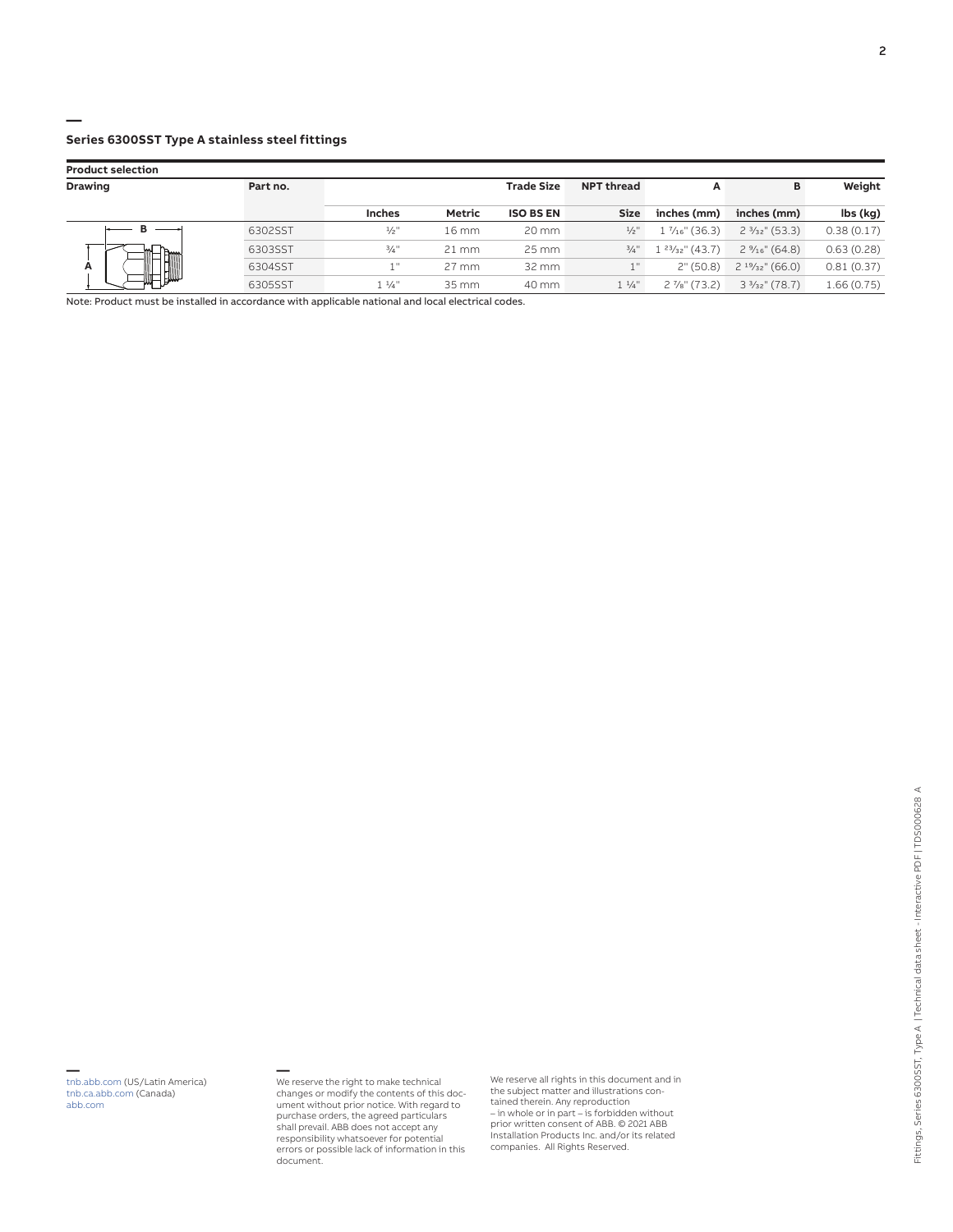## Series 6300SST Type A stainless steel fittings

**Product selection**

| Drawing | Part no. | | | Trade Size | NPT thread | A | B | Weight |
|---|---|---|---|---|---|---|---|---|
| | | Inches | Metric | ISO BS EN | Size | inches (mm) | inches (mm) | lbs (kg) |
| | 6302SST | ½" | 16 mm | 20 mm | ½" | 1 7⁄16" (36.3) | 2 3⁄32" (53.3) | 0.38 (0.17) |
| | 6303SST | ¾" | 21 mm | 25 mm | ¾" | 1 23⁄32" (43.7) | 2 9⁄16" (64.8) | 0.63 (0.28) |
| | 6304SST | 1" | 27 mm | 32 mm | 1" | 2" (50.8) | 2 19⁄32" (66.0) | 0.81 (0.37) |
| | 6305SST | 1 ¼" | 35 mm | 40 mm | 1 ¼" | 2 7⁄8" (73.2) | 3 3⁄32" (78.7) | 1.66 (0.75) |

Note: Product must be installed in accordance with applicable national and local electrical codes.

tnb.abb.com (US/Latin America)
tnb.ca.abb.com (Canada)
abb.com

We reserve the right to make technical changes or modify the contents of this document without prior notice. With regard to purchase orders, the agreed particulars shall prevail. ABB does not accept any responsibility whatsoever for potential errors or possible lack of information in this document.

We reserve all rights in this document and in the subject matter and illustrations contained therein. Any reproduction – in whole or in part – is forbidden without prior written consent of ABB. © 2021 ABB Installation Products Inc. and/or its related companies. All Rights Reserved.